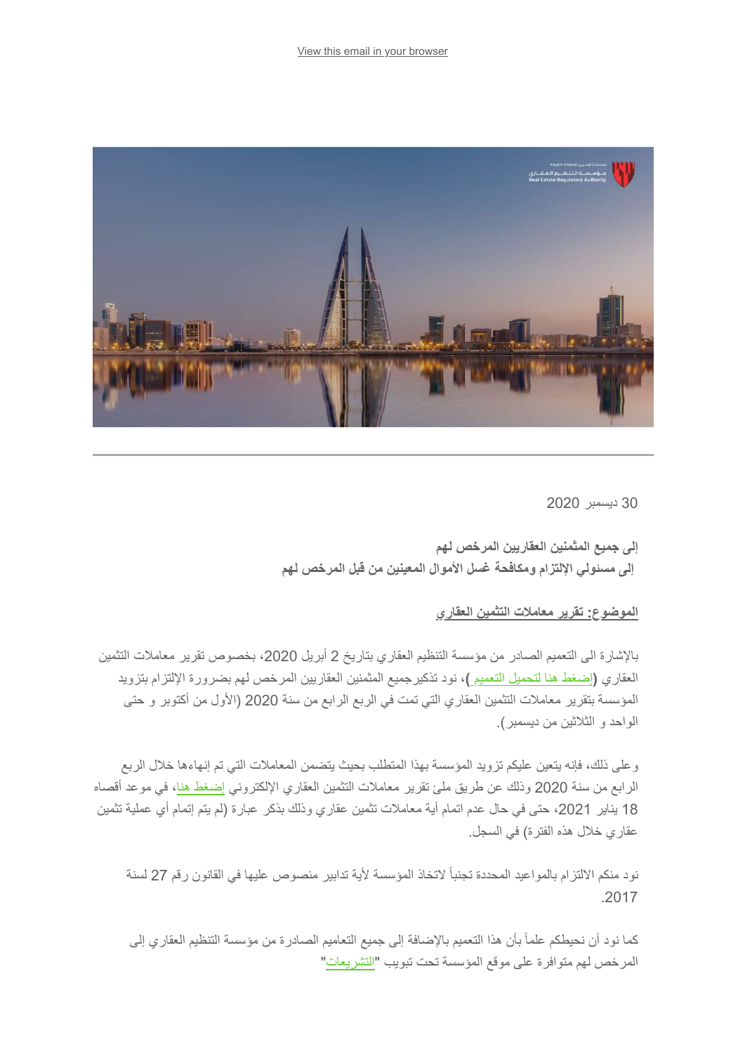View this email in your browser

30 ديسمبر 2020

**إلى جميع المثمنين العقاريين المرخص لهم**
**إلى مسئولي الإلتزام ومكافحة غسل الأموال المعينين من قبل المرخص لهم**

**الموضوع: تقرير معاملات التثمين العقاري**

بالإشارة الى التعميم الصادر من مؤسسة التنظيم العقاري بتاريخ 2 أبريل 2020، بخصوص تقرير معاملات التثمين العقاري (إضغط هنا لتحميل التعميم)، نود تذكيرجميع المثمنين العقاريين المرخص لهم بضرورة الإلتزام بتزويد المؤسسة بتقرير معاملات التثمين العقاري التي تمت في الربع الرابع من سنة 2020 (الأول من أكتوبر و حتى الواحد و الثلاثين من ديسمبر).

وعلى ذلك، فإنه يتعين عليكم تزويد المؤسسة بهذا المتطلب بحيث يتضمن المعاملات التي تم إنهاءها خلال الربع الرابع من سنة 2020 وذلك عن طريق ملئ تقرير معاملات التثمين العقاري الإلكتروني إضغط هنا، في موعد أقصاه 18 يناير 2021، حتى في حال عدم اتمام أية معاملات تثمين عقاري وذلك بذكر عبارة (لم يتم إتمام أي عملية تثمين عقاري خلال هذه الفترة) في السجل.

نود منكم الالتزام بالمواعيد المحددة تجنباً لاتخاذ المؤسسة لأية تدابير منصوص عليها في القانون رقم 27 لسنة 2017.

كما نود أن نحيطكم علماً بأن هذا التعميم بالإضافة إلى جميع التعاميم الصادرة من مؤسسة التنظيم العقاري إلى المرخص لهم متوافرة على موقع المؤسسة تحت تبويب "التشريعات"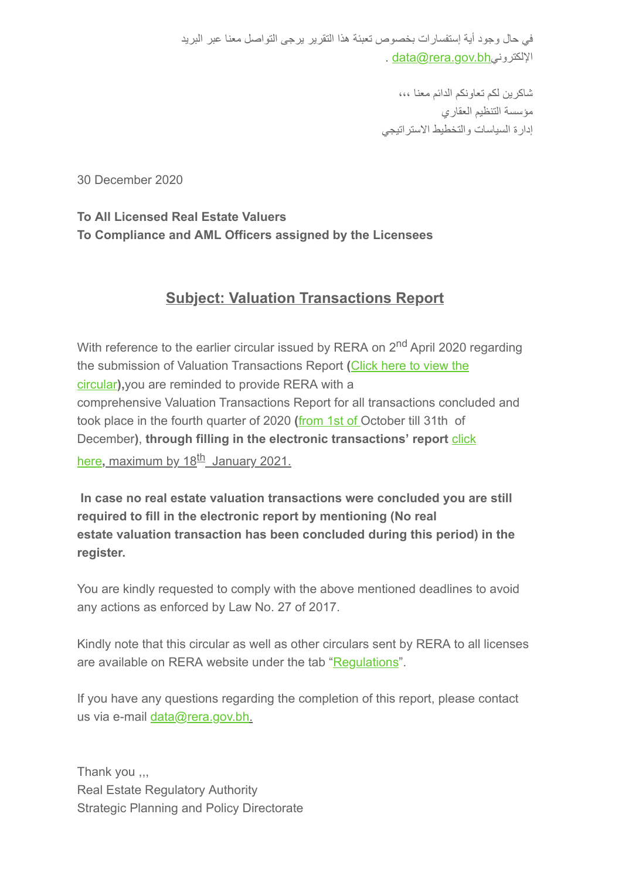في حال وجود أية إستفسارات بخصوص تعبئة هذا التقرير يرجى التواصل معنا عبر البريد الإلكتروني data@rera.gov.bh .

شاكرين لكم تعاونكم الدائم معنا ،،،
مؤسسة التنظيم العقاري
إدارة السياسات والتخطيط الاستراتيجي

30 December 2020

**To All Licensed Real Estate Valuers**
**To Compliance and AML Officers assigned by the Licensees**

## Subject: Valuation Transactions Report

With reference to the earlier circular issued by RERA on 2nd April 2020 regarding the submission of Valuation Transactions Report **(**Click here to view the circular**),**you are reminded to provide RERA with a comprehensive Valuation Transactions Report for all transactions concluded and took place in the fourth quarter of 2020 **(**from 1st of October till 31th of December**)**, **through filling in the electronic transactions' report** click here**,** maximum by 18th January 2021.

**In case no real estate valuation transactions were concluded you are still required to fill in the electronic report by mentioning (No real estate valuation transaction has been concluded during this period) in the register.**

You are kindly requested to comply with the above mentioned deadlines to avoid any actions as enforced by Law No. 27 of 2017.

Kindly note that this circular as well as other circulars sent by RERA to all licenses are available on RERA website under the tab "Regulations".

If you have any questions regarding the completion of this report, please contact us via e-mail data@rera.gov.bh.

Thank you ,,,
Real Estate Regulatory Authority
Strategic Planning and Policy Directorate